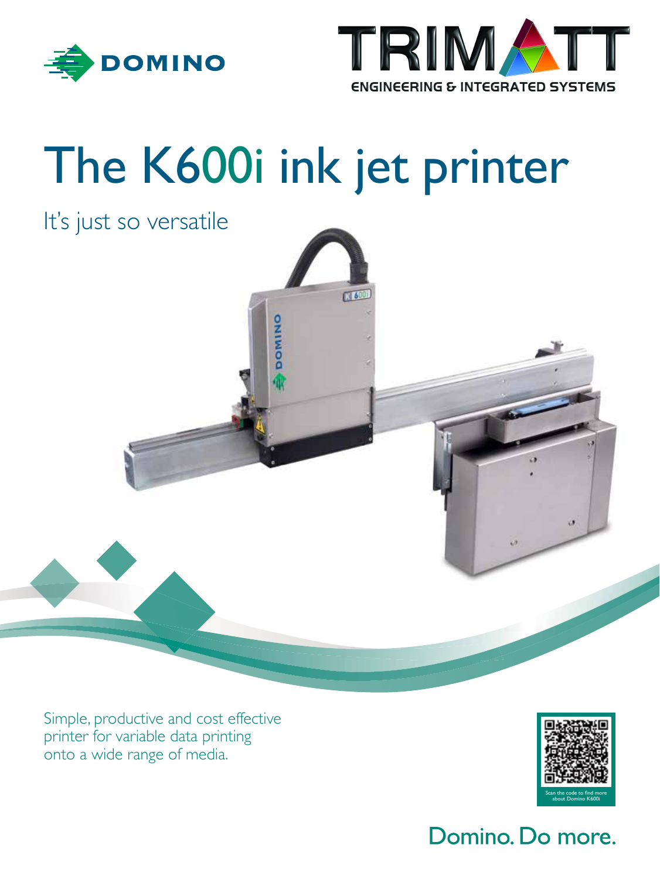DOMINO

TRIMATT

ENGINEERING & INTEGRATED SYSTEMS

# The K600i ink jet printer

It's just so versatile

Simple, productive and cost effective printer for variable data printing onto a wide range of media.

Scan the code to find more about Domino K600i

Domino. Do more.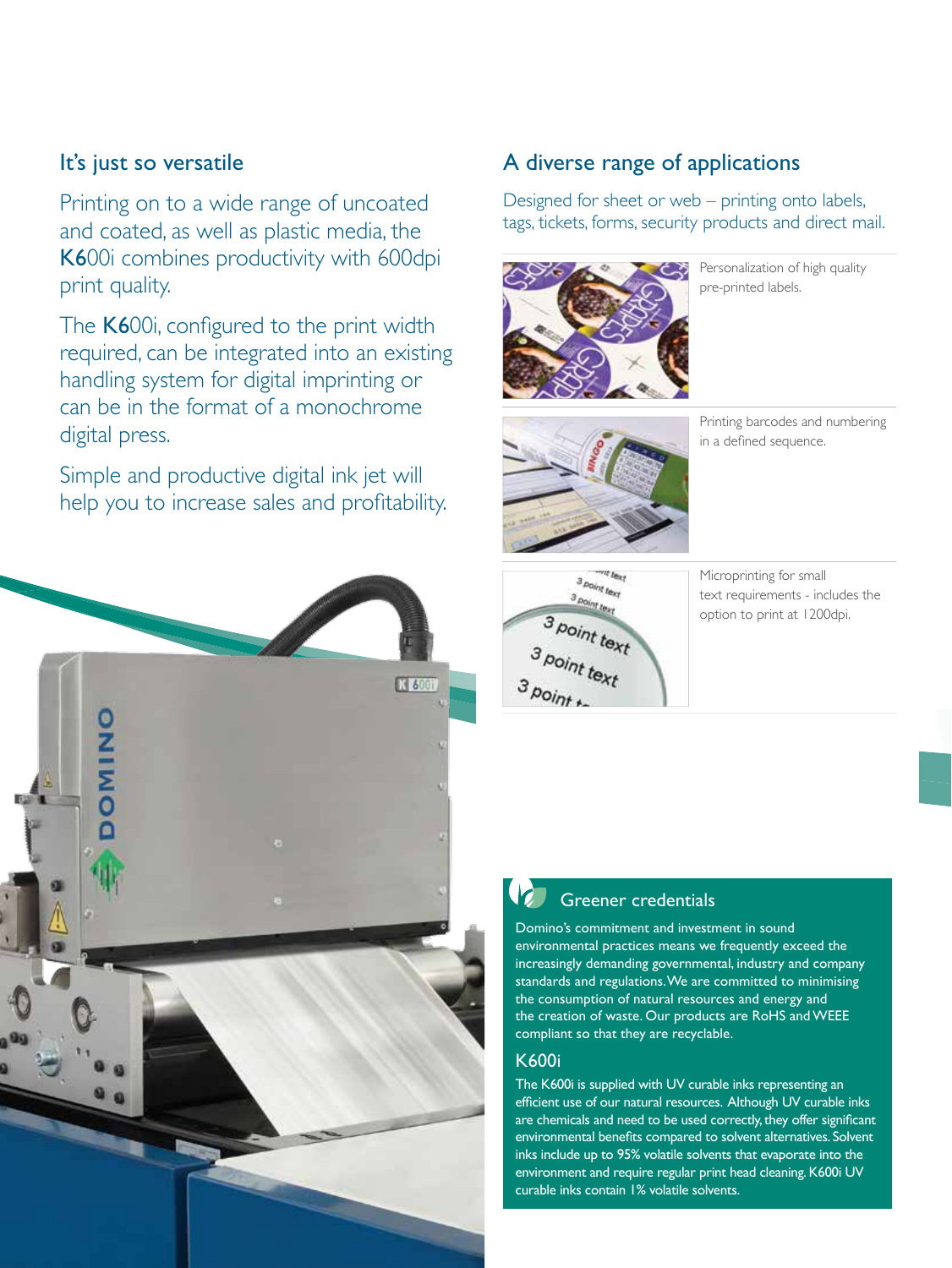## It's just so versatile

Printing on to a wide range of uncoated and coated, as well as plastic media, the **K6**00i combines productivity with 600dpi print quality.

The **K6**00i, configured to the print width required, can be integrated into an existing handling system for digital imprinting or can be in the format of a monochrome digital press.

Simple and productive digital ink jet will help you to increase sales and profitability.

## A diverse range of applications

Designed for sheet or web – printing onto labels, tags, tickets, forms, security products and direct mail.

Personalization of high quality pre-printed labels.

Printing barcodes and numbering in a defined sequence.

Microprinting for small text requirements - includes the option to print at 1200dpi.

### Greener credentials

Domino's commitment and investment in sound environmental practices means we frequently exceed the increasingly demanding governmental, industry and company standards and regulations. We are committed to minimising the consumption of natural resources and energy and the creation of waste. Our products are RoHS and WEEE compliant so that they are recyclable.

### K600i

The K600i is supplied with UV curable inks representing an efficient use of our natural resources. Although UV curable inks are chemicals and need to be used correctly, they offer significant environmental benefits compared to solvent alternatives. Solvent inks include up to 95% volatile solvents that evaporate into the environment and require regular print head cleaning. K600i UV curable inks contain 1% volatile solvents.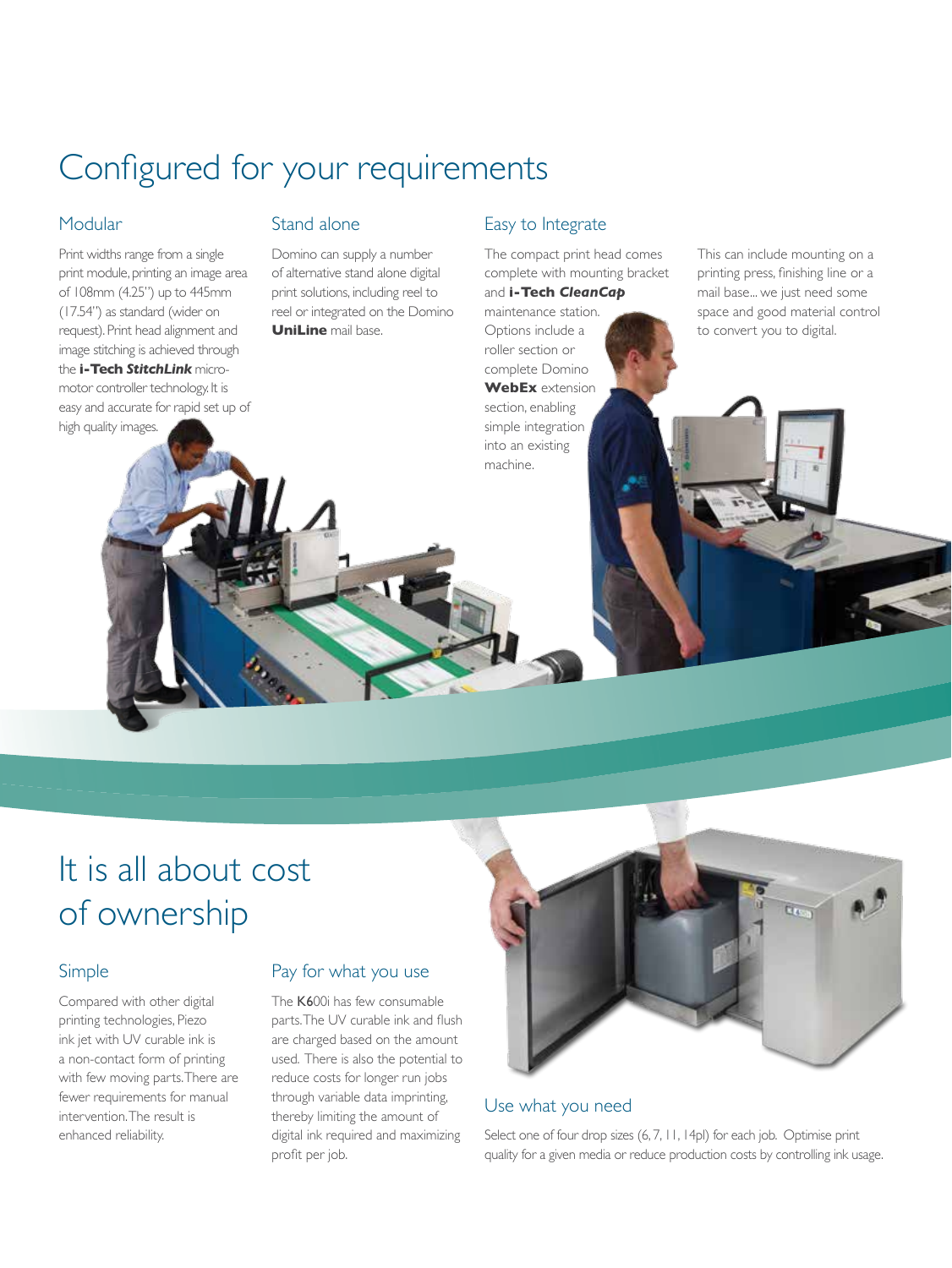# Configured for your requirements

## Modular

Print widths range from a single print module, printing an image area of 108mm (4.25") up to 445mm (17.54") as standard (wider on request). Print head alignment and image stitching is achieved through the **i-Tech *StitchLink*** micro-motor controller technology. It is easy and accurate for rapid set up of high quality images.

## Stand alone

Domino can supply a number of alternative stand alone digital print solutions, including reel to reel or integrated on the Domino **UniLine** mail base.

## Easy to Integrate

The compact print head comes complete with mounting bracket and **i-Tech *CleanCap*** maintenance station. Options include a roller section or complete Domino **WebEx** extension section, enabling simple integration into an existing machine.

This can include mounting on a printing press, finishing line or a mail base... we just need some space and good material control to convert you to digital.

# It is all about cost of ownership

## Simple

Compared with other digital printing technologies, Piezo ink jet with UV curable ink is a non-contact form of printing with few moving parts. There are fewer requirements for manual intervention. The result is enhanced reliability.

## Pay for what you use

The K600i has few consumable parts. The UV curable ink and flush are charged based on the amount used. There is also the potential to reduce costs for longer run jobs through variable data imprinting, thereby limiting the amount of digital ink required and maximizing profit per job.

## Use what you need

Select one of four drop sizes (6, 7, 11, 14pl) for each job. Optimise print quality for a given media or reduce production costs by controlling ink usage.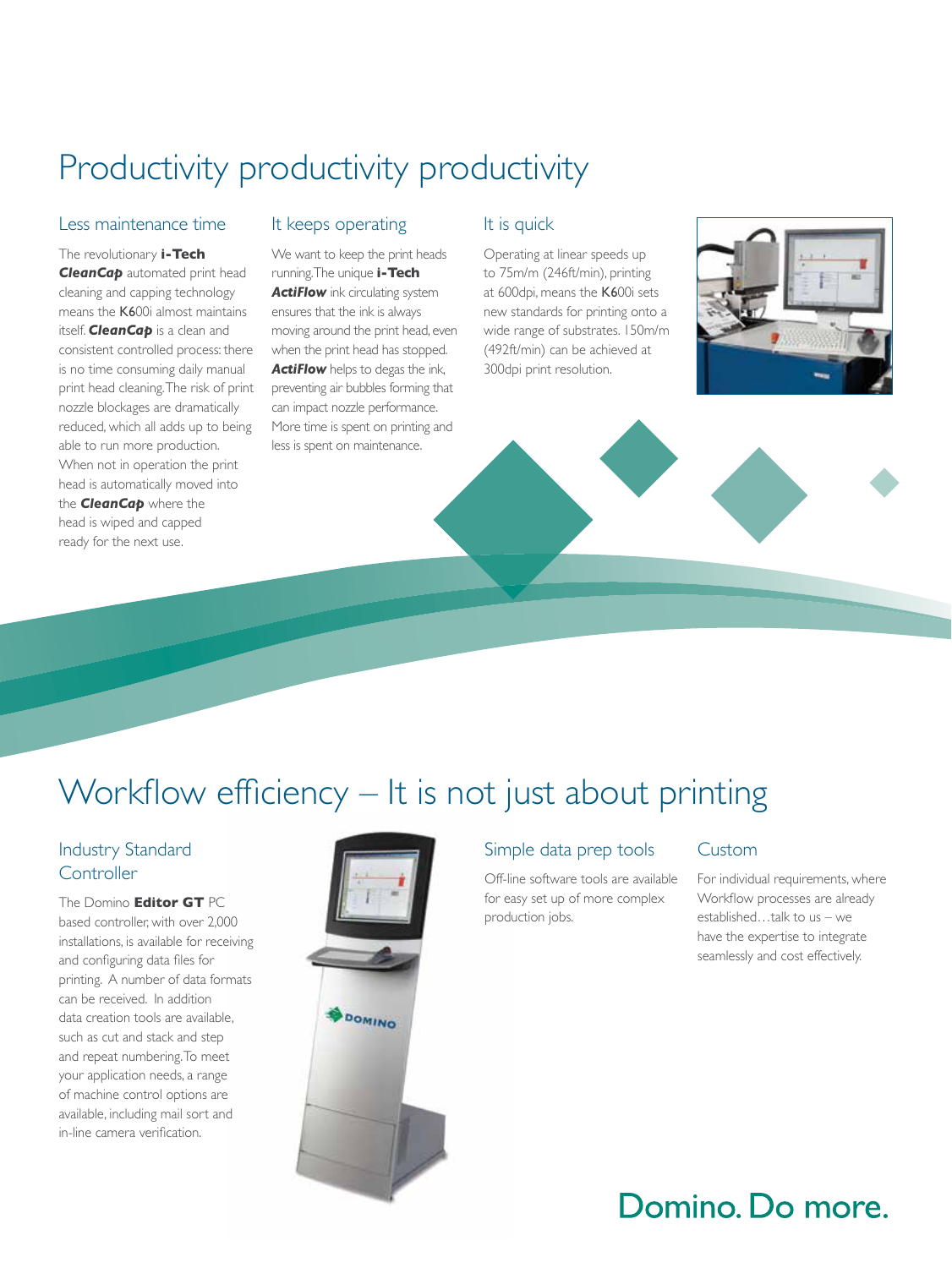# Productivity productivity productivity

## Less maintenance time

The revolutionary **i-Tech *CleanCap*** automated print head cleaning and capping technology means the K600i almost maintains itself. ***CleanCap*** is a clean and consistent controlled process: there is no time consuming daily manual print head cleaning. The risk of print nozzle blockages are dramatically reduced, which all adds up to being able to run more production. When not in operation the print head is automatically moved into the ***CleanCap*** where the head is wiped and capped ready for the next use.

## It keeps operating

We want to keep the print heads running. The unique **i-Tech *ActiFlow*** ink circulating system ensures that the ink is always moving around the print head, even when the print head has stopped. ***ActiFlow*** helps to degas the ink, preventing air bubbles forming that can impact nozzle performance. More time is spent on printing and less is spent on maintenance.

## It is quick

Operating at linear speeds up to 75m/m (246ft/min), printing at 600dpi, means the K600i sets new standards for printing onto a wide range of substrates. 150m/m (492ft/min) can be achieved at 300dpi print resolution.

# Workflow efficiency – It is not just about printing

## Industry Standard Controller

The Domino **Editor GT** PC based controller, with over 2,000 installations, is available for receiving and configuring data files for printing. A number of data formats can be received. In addition data creation tools are available, such as cut and stack and step and repeat numbering. To meet your application needs, a range of machine control options are available, including mail sort and in-line camera verification.

## Simple data prep tools

Off-line software tools are available for easy set up of more complex production jobs.

## Custom

For individual requirements, where Workflow processes are already established…talk to us – we have the expertise to integrate seamlessly and cost effectively.

Domino. Do more.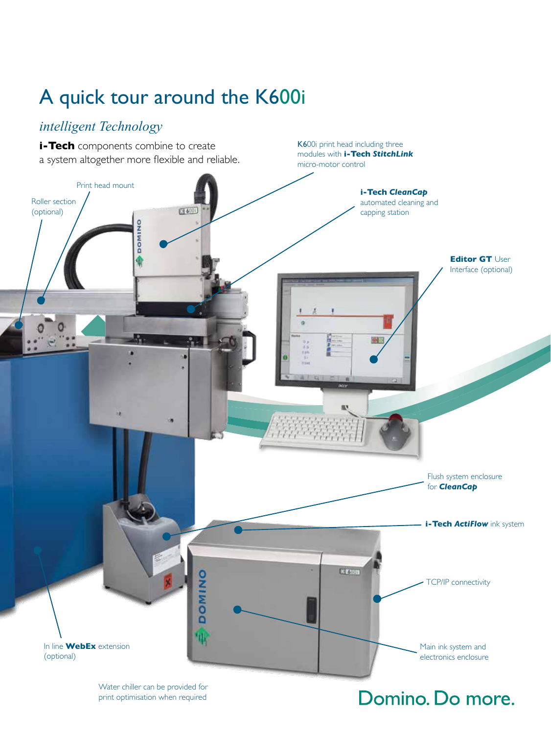# A quick tour around the K600i

## *intelligent Technology*

**i-Tech** components combine to create a system altogether more flexible and reliable.

K600i print head including three modules with **i-Tech *StitchLink*** micro-motor control

**i-Tech *CleanCap*** automated cleaning and capping station

Print head mount

Roller section (optional)

**Editor GT** User Interface (optional)

Flush system enclosure for ***CleanCap***

**i-Tech *ActiFlow*** ink system

TCP/IP connectivity

Main ink system and electronics enclosure

In line **WebEx** extension (optional)

Water chiller can be provided for print optimisation when required

Domino. Do more.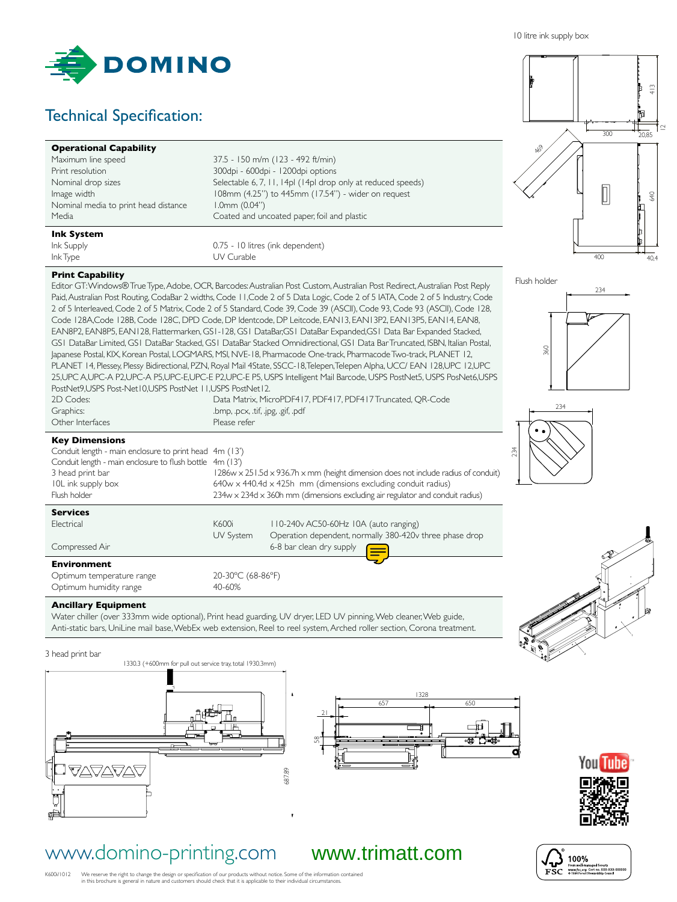# DOMINO

## Technical Specification:

| | |
|---|---|
| **Operational Capability** | |
| Maximum line speed | 37.5 - 150 m/m (123 - 492 ft/min) |
| Print resolution | 300dpi - 600dpi - 1200dpi options |
| Nominal drop sizes | Selectable 6, 7, 11, 14pl (14pl drop only at reduced speeds) |
| Image width | 108mm (4.25") to 445mm (17.54") - wider on request |
| Nominal media to print head distance | 1.0mm (0.04") |
| Media | Coated and uncoated paper, foil and plastic |

| | |
|---|---|
| **Ink System** | |
| Ink Supply | 0.75 - 10 litres (ink dependent) |
| Ink Type | UV Curable |

**Print Capability**

Editor GT:Windows® True Type, Adobe, OCR, Barcodes: Australian Post Custom, Australian Post Redirect, Australian Post Reply Paid, Australian Post Routing, CodaBar 2 widths, Code 11, Code 2 of 5 Data Logic, Code 2 of 5 IATA, Code 2 of 5 Industry, Code 2 of 5 Interleaved, Code 2 of 5 Matrix, Code 2 of 5 Standard, Code 39 (ASCII), Code 93, Code 93 (ASCII), Code 128, Code 128A, Code 128B, Code 128C, DPD Code, DP Identcode, DP Leitcode, EAN13, EAN13P2, EAN13P5, EAN14, EAN8, EAN8P2, EAN8P5, EAN128, Flattermarken, GS1-128, GS1 DataBar, GS1 DataBar Expanded, GS1 Data Bar Expanded Stacked, GS1 DataBar Limited, GS1 DataBar Stacked, GS1 DataBar Stacked Omnidirectional, GS1 Data Bar Truncated, ISBN, Italian Postal, Japanese Postal, KIX, Korean Postal, LOGMARS, MSI, NVE-18, Pharmacode One-track, Pharmacode Two-track, PLANET 12, PLANET 14, Plessey, Plessy Bidirectional, PZN, Royal Mail 4State, SSCC-18, Telepen, Telepen Alpha, UCC/ EAN 128, UPC 12, UPC 25, UPC A, UPC-A P2, UPC-A P5, UPC-E, UPC-E P2, UPC-E P5, USPS Intelligent Mail Barcode, USPS PostNet5, USPS PosNet6, USPS PostNet9, USPS Post-Net10, USPS PostNet 11, USPS PostNet12.

| | |
|---|---|
| 2D Codes: | Data Matrix, MicroPDF417, PDF417, PDF417 Truncated, QR-Code |
| Graphics: | .bmp, .pcx, .tif, .jpg, .gif, .pdf |
| Other Interfaces | Please refer |

| | |
|---|---|
| **Key Dimensions** | |
| Conduit length - main enclosure to print head | 4m (13') |
| Conduit length - main enclosure to flush bottle | 4m (13') |
| 3 head print bar | 1286w x 251.5d x 936.7h x mm (height dimension does not include radius of conduit) |
| 10L ink supply box | 640w x 440.4d x 425h mm (dimensions excluding conduit radius) |
| Flush holder | 234w x 234d x 360h mm (dimensions excluding air regulator and conduit radius) |

| | | |
|---|---|---|
| **Services** | | |
| Electrical | K600i | 110-240v AC50-60Hz 10A (auto ranging) |
| | UV System | Operation dependent, normally 380-420v three phase drop |
| Compressed Air | | 6-8 bar clean dry supply |

| | |
|---|---|
| **Environment** | |
| Optimum temperature range | 20-30°C (68-86°F) |
| Optimum humidity range | 40-60% |

**Ancillary Equipment**

Water chiller (over 333mm wide optional), Print head guarding, UV dryer, LED UV pinning, Web cleaner, Web guide, Anti-static bars, UniLine mail base, WebEx web extension, Reel to reel system, Arched roller section, Corona treatment.

10 litre ink supply box

413
300
20,85
12
469
640
400
40,4

Flush holder

234
360
234
234

3 head print bar

1330.3 (+600mm for pull out service tray, total 1930.3mm)
687.89
1328
657
650
21
58

www.domino-printing.com www.trimatt.com

K600i/1012 We reserve the right to change the design or specification of our products without notice. Some of the information contained in this brochure is general in nature and customers should check that it is applicable to their individual circumstances.